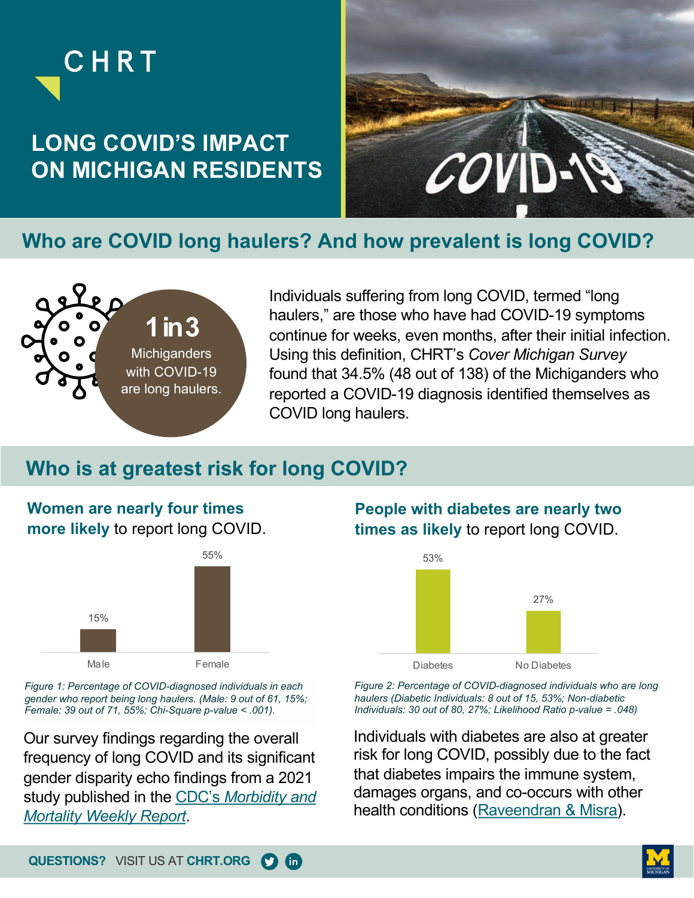CHRT

# LONG COVID'S IMPACT ON MICHIGAN RESIDENTS

## Who are COVID long haulers? And how prevalent is long COVID?

**1 in 3** Michiganders with COVID-19 are long haulers.

Individuals suffering from long COVID, termed "long haulers," are those who have had COVID-19 symptoms continue for weeks, even months, after their initial infection. Using this definition, CHRT's *Cover Michigan Survey* found that 34.5% (48 out of 138) of the Michiganders who reported a COVID-19 diagnosis identified themselves as COVID long haulers.

## Who is at greatest risk for long COVID?

### **Women are nearly four times more likely** to report long COVID.

| | Male | Female |
|---|---|---|
| Percentage | 15% | 55% |

*Figure 1: Percentage of COVID-diagnosed individuals in each gender who report being long haulers. (Male: 9 out of 61, 15%; Female: 39 out of 71, 55%; Chi-Square p-value < .001).*

Our survey findings regarding the overall frequency of long COVID and its significant gender disparity echo findings from a 2021 study published in the CDC's *Morbidity and Mortality Weekly Report*.

### **People with diabetes are nearly two times as likely** to report long COVID.

| | Diabetes | No Diabetes |
|---|---|---|
| Percentage | 53% | 27% |

*Figure 2: Percentage of COVID-diagnosed individuals who are long haulers (Diabetic Individuals: 8 out of 15, 53%; Non-diabetic Individuals: 30 out of 80, 27%; Likelihood Ratio p-value = .048)*

Individuals with diabetes are also at greater risk for long COVID, possibly due to the fact that diabetes impairs the immune system, damages organs, and co-occurs with other health conditions (Raveendran & Misra).

**QUESTIONS?** VISIT US AT **CHRT.ORG**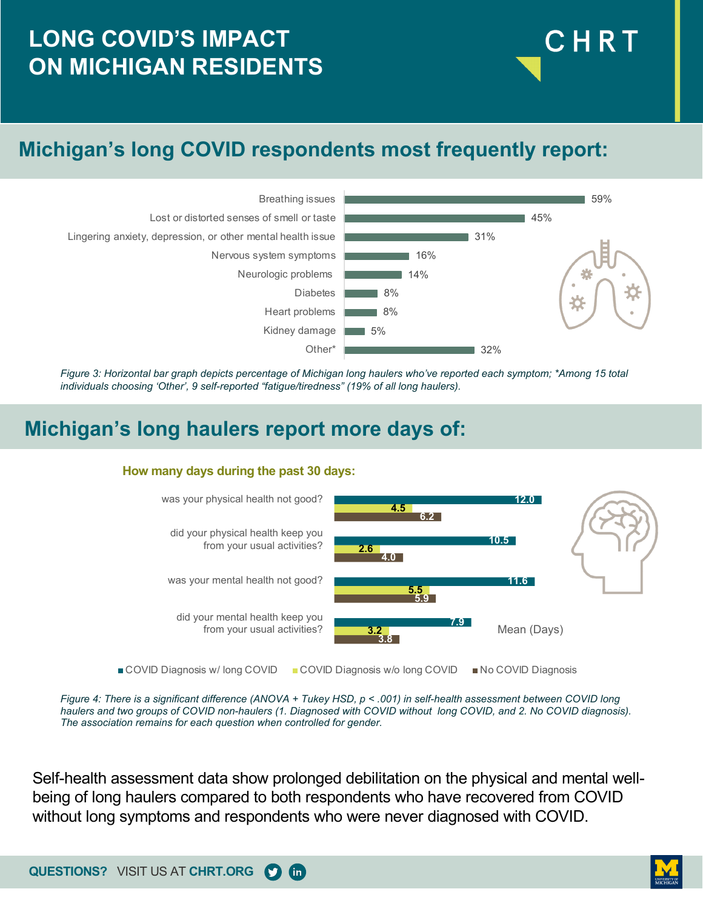# LONG COVID'S IMPACT ON MICHIGAN RESIDENTS

CHRT

## Michigan's long COVID respondents most frequently report:

| Symptom | Percentage |
|---|---|
| Breathing issues | 59% |
| Lost or distorted senses of smell or taste | 45% |
| Lingering anxiety, depression, or other mental health issue | 31% |
| Nervous system symptoms | 16% |
| Neurologic problems | 14% |
| Diabetes | 8% |
| Heart problems | 8% |
| Kidney damage | 5% |
| Other* | 32% |

*Figure 3: Horizontal bar graph depicts percentage of Michigan long haulers who've reported each symptom; *Among 15 total individuals choosing 'Other', 9 self-reported "fatigue/tiredness" (19% of all long haulers).*

## Michigan's long haulers report more days of:

**How many days during the past 30 days:**

| Question | COVID Diagnosis w/ long COVID | COVID Diagnosis w/o long COVID | No COVID Diagnosis |
|---|---|---|---|
| was your physical health not good? | 12.0 | 4.5 | 6.2 |
| did your physical health keep you from your usual activities? | 10.5 | 2.6 | 4.0 |
| was your mental health not good? | 11.6 | 5.5 | 5.9 |
| did your mental health keep you from your usual activities? | 7.9 | 3.2 | 3.8 |

Mean (Days)

*Figure 4: There is a significant difference (ANOVA + Tukey HSD, $p < .001$) in self-health assessment between COVID long haulers and two groups of COVID non-haulers (1. Diagnosed with COVID without long COVID, and 2. No COVID diagnosis). The association remains for each question when controlled for gender.*

Self-health assessment data show prolonged debilitation on the physical and mental well-being of long haulers compared to both respondents who have recovered from COVID without long symptoms and respondents who were never diagnosed with COVID.

**QUESTIONS?** VISIT US AT **CHRT.ORG**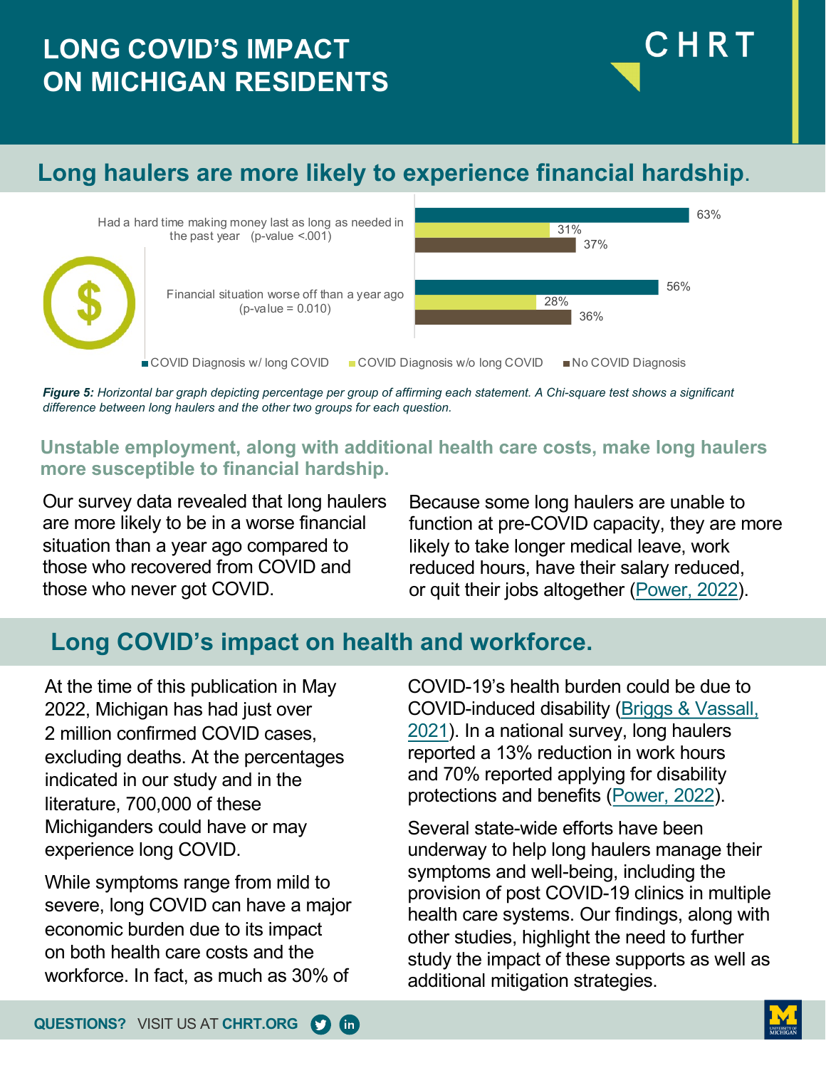# LONG COVID'S IMPACT ON MICHIGAN RESIDENTS

CHRT

## Long haulers are more likely to experience financial hardship.

| | COVID Diagnosis w/ long COVID | COVID Diagnosis w/o long COVID | No COVID Diagnosis |
|---|---|---|---|
| Had a hard time making money last as long as needed in the past year (p-value <.001) | 63% | 31% | 37% |
| Financial situation worse off than a year ago (p-value = 0.010) | 56% | 28% | 36% |

***Figure 5:** Horizontal bar graph depicting percentage per group of affirming each statement. A Chi-square test shows a significant difference between long haulers and the other two groups for each question.*

### Unstable employment, along with additional health care costs, make long haulers more susceptible to financial hardship.

Our survey data revealed that long haulers are more likely to be in a worse financial situation than a year ago compared to those who recovered from COVID and those who never got COVID.

Because some long haulers are unable to function at pre-COVID capacity, they are more likely to take longer medical leave, work reduced hours, have their salary reduced, or quit their jobs altogether (Power, 2022).

## Long COVID's impact on health and workforce.

At the time of this publication in May 2022, Michigan has had just over 2 million confirmed COVID cases, excluding deaths. At the percentages indicated in our study and in the literature, 700,000 of these Michiganders could have or may experience long COVID.

While symptoms range from mild to severe, long COVID can have a major economic burden due to its impact on both health care costs and the workforce. In fact, as much as 30% of COVID-19's health burden could be due to COVID-induced disability (Briggs & Vassall, 2021). In a national survey, long haulers reported a 13% reduction in work hours and 70% reported applying for disability protections and benefits (Power, 2022).

Several state-wide efforts have been underway to help long haulers manage their symptoms and well-being, including the provision of post COVID-19 clinics in multiple health care systems. Our findings, along with other studies, highlight the need to further study the impact of these supports as well as additional mitigation strategies.

**QUESTIONS?** VISIT US AT **CHRT.ORG**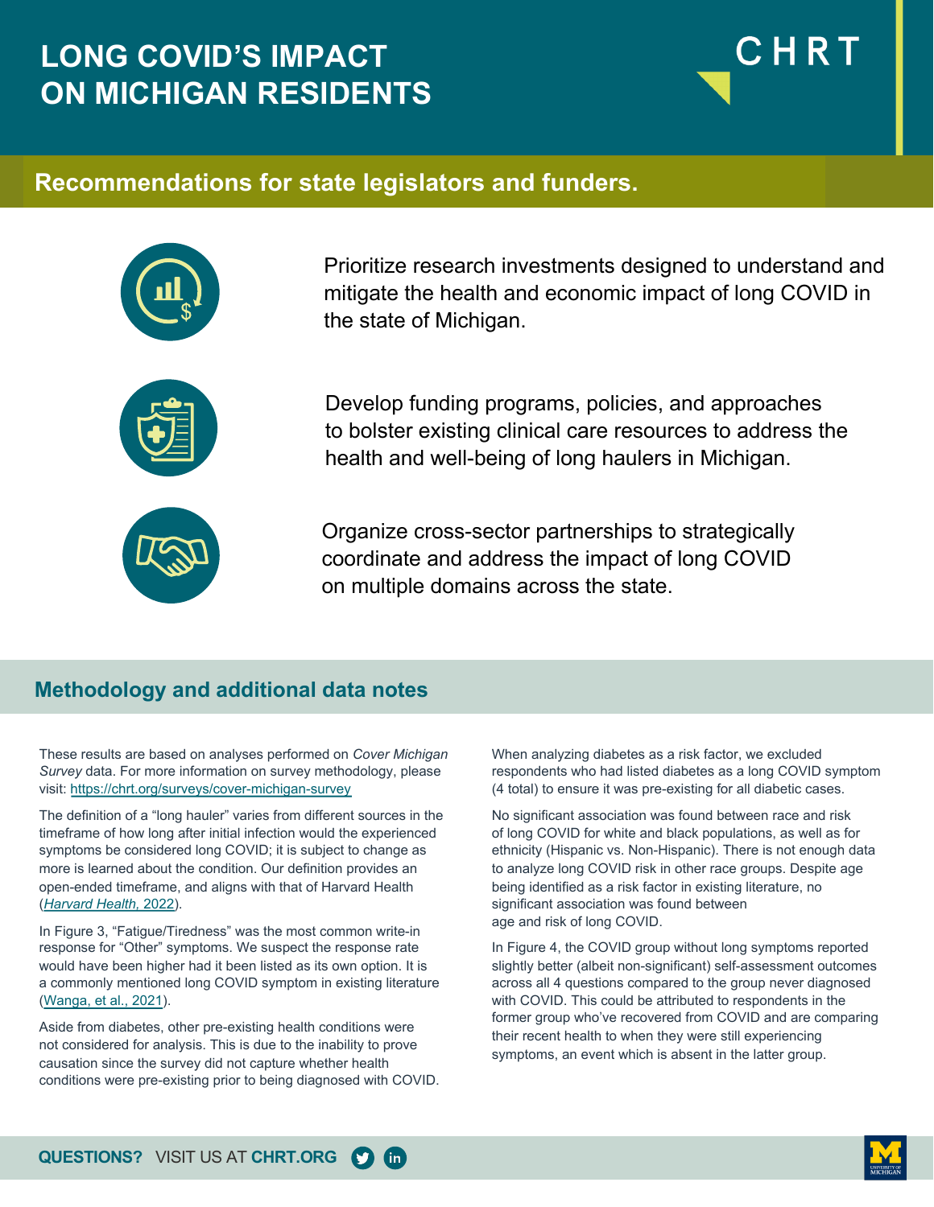# LONG COVID'S IMPACT ON MICHIGAN RESIDENTS

CHRT

## Recommendations for state legislators and funders.

Prioritize research investments designed to understand and mitigate the health and economic impact of long COVID in the state of Michigan.

Develop funding programs, policies, and approaches to bolster existing clinical care resources to address the health and well-being of long haulers in Michigan.

Organize cross-sector partnerships to strategically coordinate and address the impact of long COVID on multiple domains across the state.

## Methodology and additional data notes

These results are based on analyses performed on *Cover Michigan Survey* data. For more information on survey methodology, please visit: https://chrt.org/surveys/cover-michigan-survey

The definition of a "long hauler" varies from different sources in the timeframe of how long after initial infection would the experienced symptoms be considered long COVID; it is subject to change as more is learned about the condition. Our definition provides an open-ended timeframe, and aligns with that of Harvard Health (*Harvard Health*, 2022).

In Figure 3, "Fatigue/Tiredness" was the most common write-in response for "Other" symptoms. We suspect the response rate would have been higher had it been listed as its own option. It is a commonly mentioned long COVID symptom in existing literature (Wanga, et al., 2021).

Aside from diabetes, other pre-existing health conditions were not considered for analysis. This is due to the inability to prove causation since the survey did not capture whether health conditions were pre-existing prior to being diagnosed with COVID.

When analyzing diabetes as a risk factor, we excluded respondents who had listed diabetes as a long COVID symptom (4 total) to ensure it was pre-existing for all diabetic cases.

No significant association was found between race and risk of long COVID for white and black populations, as well as for ethnicity (Hispanic vs. Non-Hispanic). There is not enough data to analyze long COVID risk in other race groups. Despite age being identified as a risk factor in existing literature, no significant association was found between age and risk of long COVID.

In Figure 4, the COVID group without long symptoms reported slightly better (albeit non-significant) self-assessment outcomes across all 4 questions compared to the group never diagnosed with COVID. This could be attributed to respondents in the former group who've recovered from COVID and are comparing their recent health to when they were still experiencing symptoms, an event which is absent in the latter group.

**QUESTIONS?** VISIT US AT **CHRT.ORG**